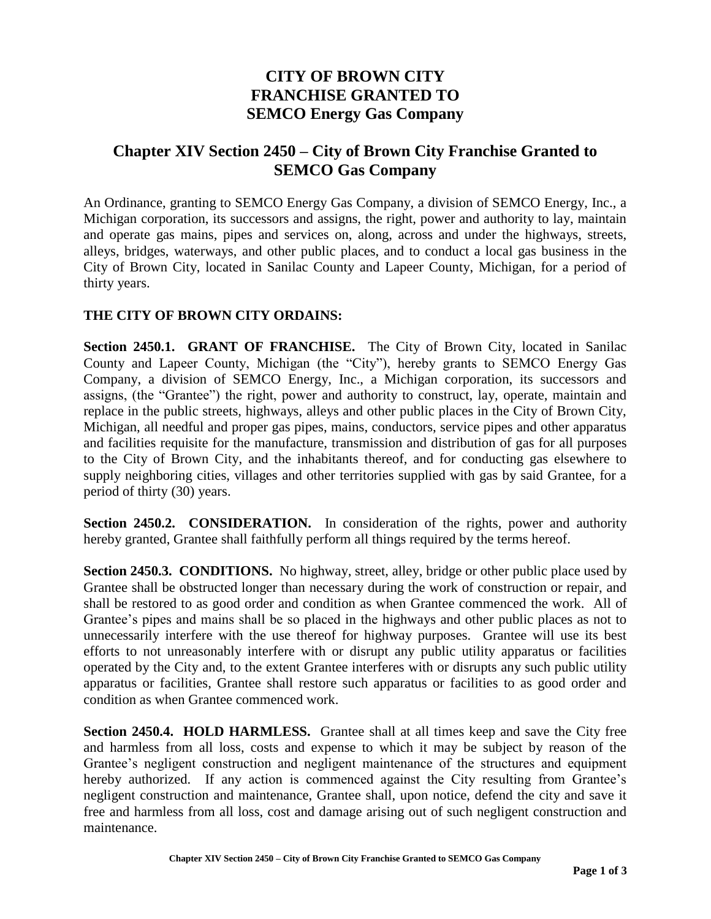# CITY OF BROWN CITY
# FRANCHISE GRANTED TO
# SEMCO Energy Gas Company

## Chapter XIV Section 2450 – City of Brown City Franchise Granted to SEMCO Gas Company

An Ordinance, granting to SEMCO Energy Gas Company, a division of SEMCO Energy, Inc., a Michigan corporation, its successors and assigns, the right, power and authority to lay, maintain and operate gas mains, pipes and services on, along, across and under the highways, streets, alleys, bridges, waterways, and other public places, and to conduct a local gas business in the City of Brown City, located in Sanilac County and Lapeer County, Michigan, for a period of thirty years.

**THE CITY OF BROWN CITY ORDAINS:**

**Section 2450.1. GRANT OF FRANCHISE.** The City of Brown City, located in Sanilac County and Lapeer County, Michigan (the "City"), hereby grants to SEMCO Energy Gas Company, a division of SEMCO Energy, Inc., a Michigan corporation, its successors and assigns, (the "Grantee") the right, power and authority to construct, lay, operate, maintain and replace in the public streets, highways, alleys and other public places in the City of Brown City, Michigan, all needful and proper gas pipes, mains, conductors, service pipes and other apparatus and facilities requisite for the manufacture, transmission and distribution of gas for all purposes to the City of Brown City, and the inhabitants thereof, and for conducting gas elsewhere to supply neighboring cities, villages and other territories supplied with gas by said Grantee, for a period of thirty (30) years.

**Section 2450.2. CONSIDERATION.** In consideration of the rights, power and authority hereby granted, Grantee shall faithfully perform all things required by the terms hereof.

**Section 2450.3. CONDITIONS.** No highway, street, alley, bridge or other public place used by Grantee shall be obstructed longer than necessary during the work of construction or repair, and shall be restored to as good order and condition as when Grantee commenced the work. All of Grantee's pipes and mains shall be so placed in the highways and other public places as not to unnecessarily interfere with the use thereof for highway purposes. Grantee will use its best efforts to not unreasonably interfere with or disrupt any public utility apparatus or facilities operated by the City and, to the extent Grantee interferes with or disrupts any such public utility apparatus or facilities, Grantee shall restore such apparatus or facilities to as good order and condition as when Grantee commenced work.

**Section 2450.4. HOLD HARMLESS.** Grantee shall at all times keep and save the City free and harmless from all loss, costs and expense to which it may be subject by reason of the Grantee's negligent construction and negligent maintenance of the structures and equipment hereby authorized. If any action is commenced against the City resulting from Grantee's negligent construction and maintenance, Grantee shall, upon notice, defend the city and save it free and harmless from all loss, cost and damage arising out of such negligent construction and maintenance.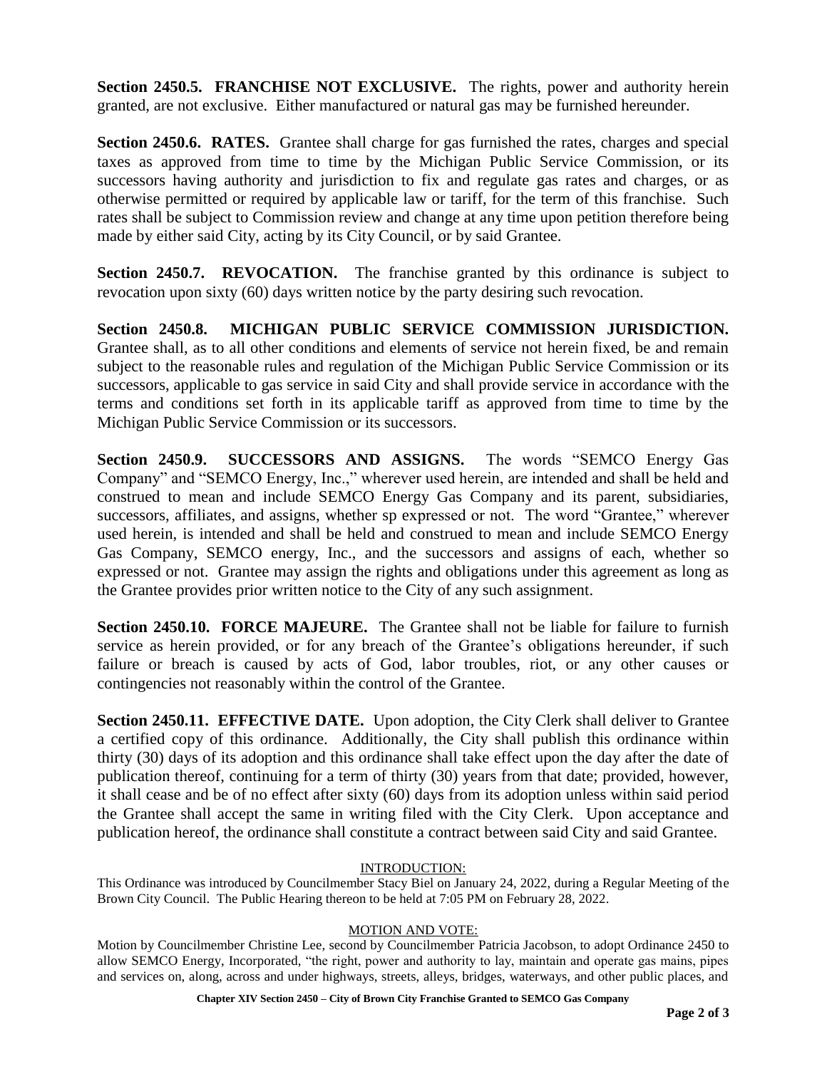**Section 2450.5. FRANCHISE NOT EXCLUSIVE.** The rights, power and authority herein granted, are not exclusive. Either manufactured or natural gas may be furnished hereunder.

**Section 2450.6. RATES.** Grantee shall charge for gas furnished the rates, charges and special taxes as approved from time to time by the Michigan Public Service Commission, or its successors having authority and jurisdiction to fix and regulate gas rates and charges, or as otherwise permitted or required by applicable law or tariff, for the term of this franchise. Such rates shall be subject to Commission review and change at any time upon petition therefore being made by either said City, acting by its City Council, or by said Grantee.

**Section 2450.7. REVOCATION.** The franchise granted by this ordinance is subject to revocation upon sixty (60) days written notice by the party desiring such revocation.

**Section 2450.8. MICHIGAN PUBLIC SERVICE COMMISSION JURISDICTION.** Grantee shall, as to all other conditions and elements of service not herein fixed, be and remain subject to the reasonable rules and regulation of the Michigan Public Service Commission or its successors, applicable to gas service in said City and shall provide service in accordance with the terms and conditions set forth in its applicable tariff as approved from time to time by the Michigan Public Service Commission or its successors.

**Section 2450.9. SUCCESSORS AND ASSIGNS.** The words "SEMCO Energy Gas Company" and "SEMCO Energy, Inc.," wherever used herein, are intended and shall be held and construed to mean and include SEMCO Energy Gas Company and its parent, subsidiaries, successors, affiliates, and assigns, whether sp expressed or not. The word "Grantee," wherever used herein, is intended and shall be held and construed to mean and include SEMCO Energy Gas Company, SEMCO energy, Inc., and the successors and assigns of each, whether so expressed or not. Grantee may assign the rights and obligations under this agreement as long as the Grantee provides prior written notice to the City of any such assignment.

**Section 2450.10. FORCE MAJEURE.** The Grantee shall not be liable for failure to furnish service as herein provided, or for any breach of the Grantee's obligations hereunder, if such failure or breach is caused by acts of God, labor troubles, riot, or any other causes or contingencies not reasonably within the control of the Grantee.

**Section 2450.11. EFFECTIVE DATE.** Upon adoption, the City Clerk shall deliver to Grantee a certified copy of this ordinance. Additionally, the City shall publish this ordinance within thirty (30) days of its adoption and this ordinance shall take effect upon the day after the date of publication thereof, continuing for a term of thirty (30) years from that date; provided, however, it shall cease and be of no effect after sixty (60) days from its adoption unless within said period the Grantee shall accept the same in writing filed with the City Clerk. Upon acceptance and publication hereof, the ordinance shall constitute a contract between said City and said Grantee.

INTRODUCTION:

This Ordinance was introduced by Councilmember Stacy Biel on January 24, 2022, during a Regular Meeting of the Brown City Council. The Public Hearing thereon to be held at 7:05 PM on February 28, 2022.

MOTION AND VOTE:

Motion by Councilmember Christine Lee, second by Councilmember Patricia Jacobson, to adopt Ordinance 2450 to allow SEMCO Energy, Incorporated, "the right, power and authority to lay, maintain and operate gas mains, pipes and services on, along, across and under highways, streets, alleys, bridges, waterways, and other public places, and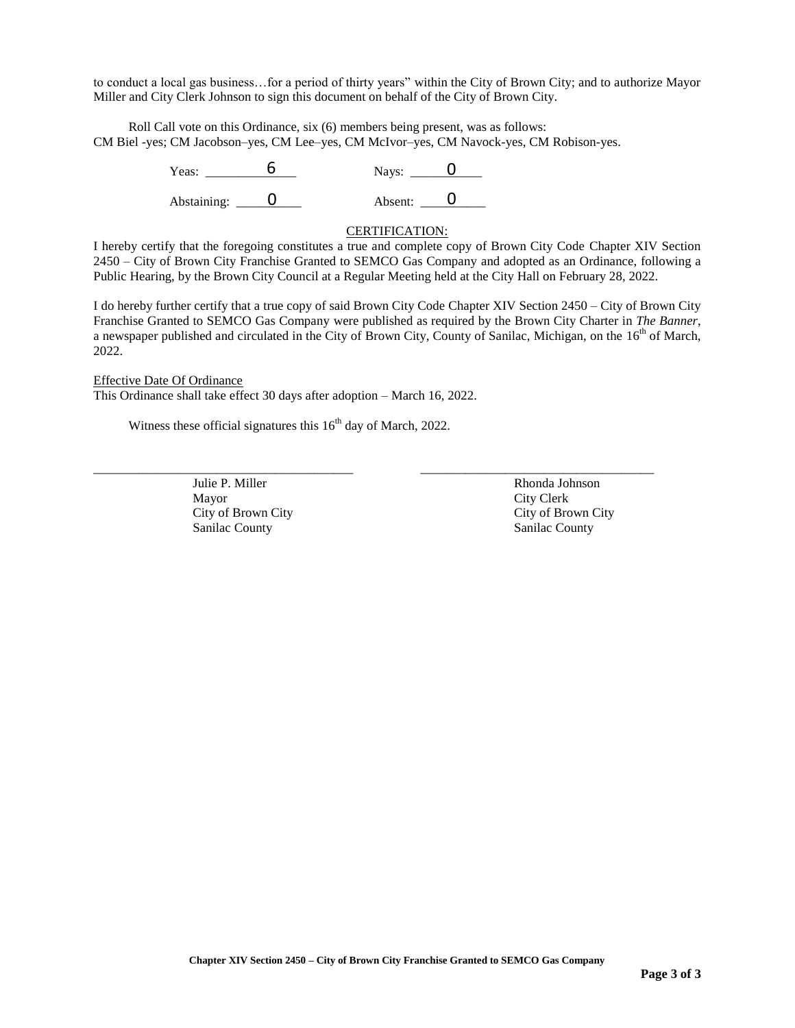to conduct a local gas business…for a period of thirty years" within the City of Brown City; and to authorize Mayor Miller and City Clerk Johnson to sign this document on behalf of the City of Brown City.

Roll Call vote on this Ordinance, six (6) members being present, was as follows:
CM Biel -yes; CM Jacobson–yes, CM Lee–yes, CM McIvor–yes, CM Navock-yes, CM Robison-yes.

Yeas: 6 Nays: 0

Abstaining: 0 Absent: 0

CERTIFICATION:

I hereby certify that the foregoing constitutes a true and complete copy of Brown City Code Chapter XIV Section 2450 – City of Brown City Franchise Granted to SEMCO Gas Company and adopted as an Ordinance, following a Public Hearing, by the Brown City Council at a Regular Meeting held at the City Hall on February 28, 2022.

I do hereby further certify that a true copy of said Brown City Code Chapter XIV Section 2450 – City of Brown City Franchise Granted to SEMCO Gas Company were published as required by the Brown City Charter in *The Banner*, a newspaper published and circulated in the City of Brown City, County of Sanilac, Michigan, on the 16th of March, 2022.

Effective Date Of Ordinance

This Ordinance shall take effect 30 days after adoption – March 16, 2022.

Witness these official signatures this 16th day of March, 2022.

______________________________________
Julie P. Miller
Mayor
City of Brown City
Sanilac County

______________________________________
Rhonda Johnson
City Clerk
City of Brown City
Sanilac County